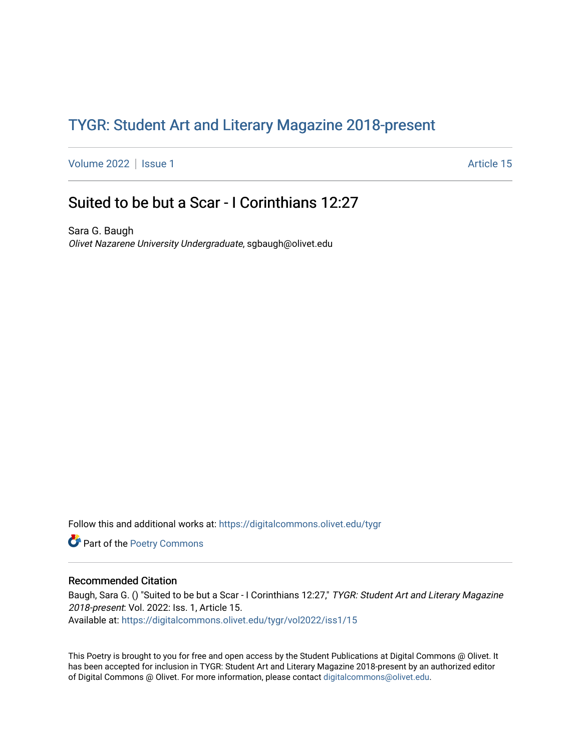# TYGR: Student Art and Literary Magazine 2018-present

Volume 2022 | Issue 1 Article 15

## Suited to be but a Scar - I Corinthians 12:27

Sara G. Baugh
*Olivet Nazarene University Undergraduate*, sgbaugh@olivet.edu

Follow this and additional works at: https://digitalcommons.olivet.edu/tygr

Part of the Poetry Commons

### Recommended Citation

Baugh, Sara G. () "Suited to be but a Scar - I Corinthians 12:27," *TYGR: Student Art and Literary Magazine 2018-present*: Vol. 2022: Iss. 1, Article 15.
Available at: https://digitalcommons.olivet.edu/tygr/vol2022/iss1/15

This Poetry is brought to you for free and open access by the Student Publications at Digital Commons @ Olivet. It has been accepted for inclusion in TYGR: Student Art and Literary Magazine 2018-present by an authorized editor of Digital Commons @ Olivet. For more information, please contact digitalcommons@olivet.edu.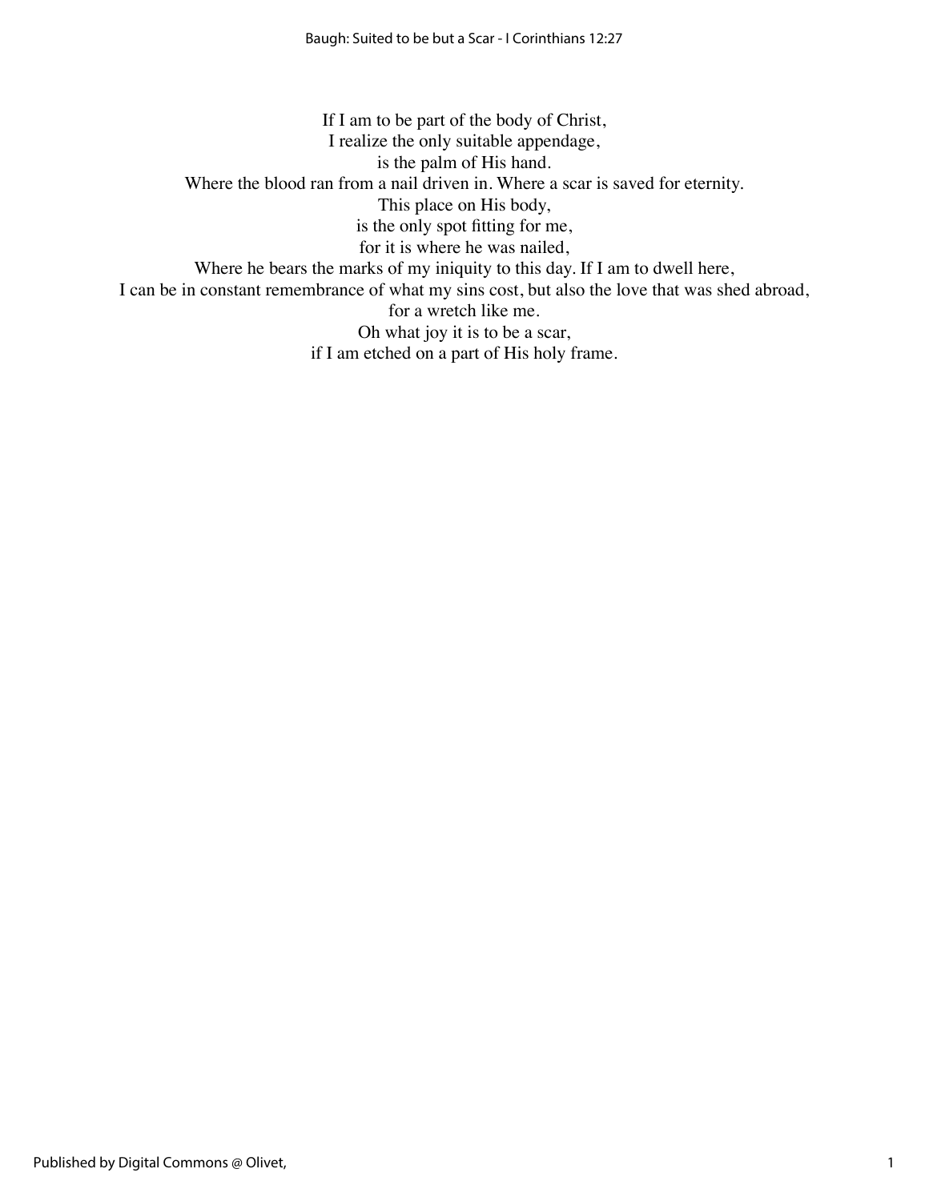If I am to be part of the body of Christ,  
I realize the only suitable appendage,  
is the palm of His hand.  
Where the blood ran from a nail driven in. Where a scar is saved for eternity.  
This place on His body,  
is the only spot fitting for me,  
for it is where he was nailed,  
Where he bears the marks of my iniquity to this day. If I am to dwell here,  
I can be in constant remembrance of what my sins cost, but also the love that was shed abroad,  
for a wretch like me.  
Oh what joy it is to be a scar,  
if I am etched on a part of His holy frame.